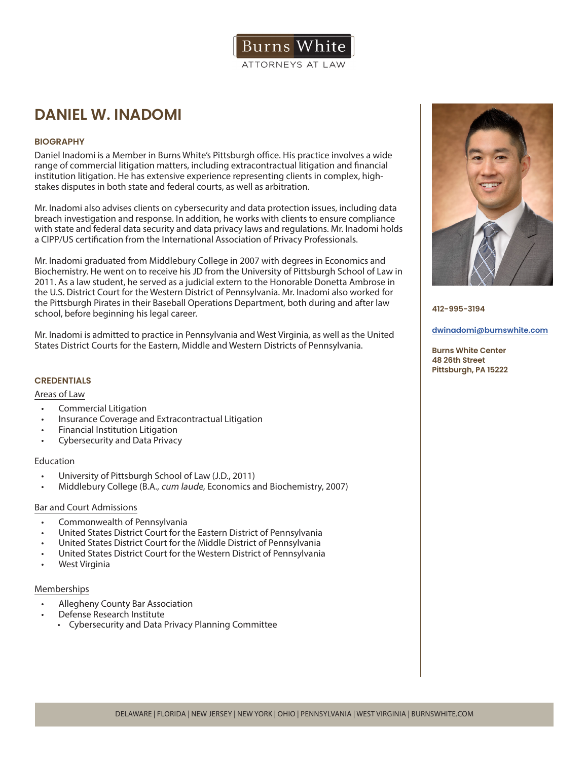Burns White
ATTORNEYS AT LAW

# DANIEL W. INADOMI

412-995-3194

dwinadomi@burnswhite.com

**Burns White Center**
**48 26th Street**
**Pittsburgh, PA 15222**

## BIOGRAPHY

Daniel Inadomi is a Member in Burns White's Pittsburgh office. His practice involves a wide range of commercial litigation matters, including extracontractual litigation and financial institution litigation. He has extensive experience representing clients in complex, high-stakes disputes in both state and federal courts, as well as arbitration.

Mr. Inadomi also advises clients on cybersecurity and data protection issues, including data breach investigation and response. In addition, he works with clients to ensure compliance with state and federal data security and data privacy laws and regulations. Mr. Inadomi holds a CIPP/US certification from the International Association of Privacy Professionals.

Mr. Inadomi graduated from Middlebury College in 2007 with degrees in Economics and Biochemistry. He went on to receive his JD from the University of Pittsburgh School of Law in 2011. As a law student, he served as a judicial extern to the Honorable Donetta Ambrose in the U.S. District Court for the Western District of Pennsylvania. Mr. Inadomi also worked for the Pittsburgh Pirates in their Baseball Operations Department, both during and after law school, before beginning his legal career.

Mr. Inadomi is admitted to practice in Pennsylvania and West Virginia, as well as the United States District Courts for the Eastern, Middle and Western Districts of Pennsylvania.

## CREDENTIALS

### Areas of Law

- Commercial Litigation
- Insurance Coverage and Extracontractual Litigation
- Financial Institution Litigation
- Cybersecurity and Data Privacy

### Education

- University of Pittsburgh School of Law (J.D., 2011)
- Middlebury College (B.A., *cum laude*, Economics and Biochemistry, 2007)

### Bar and Court Admissions

- Commonwealth of Pennsylvania
- United States District Court for the Eastern District of Pennsylvania
- United States District Court for the Middle District of Pennsylvania
- United States District Court for the Western District of Pennsylvania
- West Virginia

### Memberships

- Allegheny County Bar Association
- Defense Research Institute
  - Cybersecurity and Data Privacy Planning Committee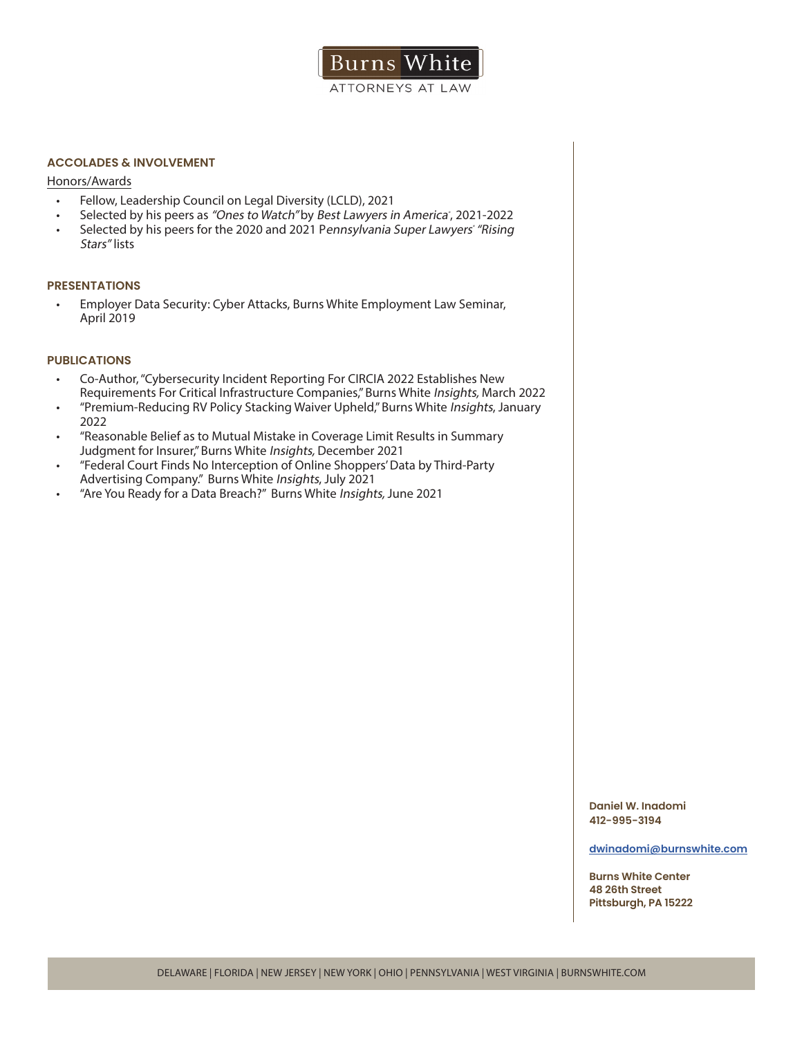## ACCOLADES & INVOLVEMENT

Honors/Awards

- Fellow, Leadership Council on Legal Diversity (LCLD), 2021
- Selected by his peers as *"Ones to Watch"* by *Best Lawyers in America*®, 2021-2022
- Selected by his peers for the 2020 and 2021 P*ennsylvania Super Lawyers*® *"Rising Stars"* lists

## PRESENTATIONS

- Employer Data Security: Cyber Attacks, Burns White Employment Law Seminar, April 2019

## PUBLICATIONS

- Co-Author, "Cybersecurity Incident Reporting For CIRCIA 2022 Establishes New Requirements For Critical Infrastructure Companies," Burns White *Insights,* March 2022
- "Premium-Reducing RV Policy Stacking Waiver Upheld," Burns White *Insights*, January 2022
- "Reasonable Belief as to Mutual Mistake in Coverage Limit Results in Summary Judgment for Insurer," Burns White *Insights,* December 2021
- "Federal Court Finds No Interception of Online Shoppers' Data by Third-Party Advertising Company." Burns White *Insights*, July 2021
- "Are You Ready for a Data Breach?" Burns White *Insights,* June 2021

**Daniel W. Inadomi**
**412-995-3194**

**dwinadomi@burnswhite.com**

**Burns White Center**
**48 26th Street**
**Pittsburgh, PA 15222**